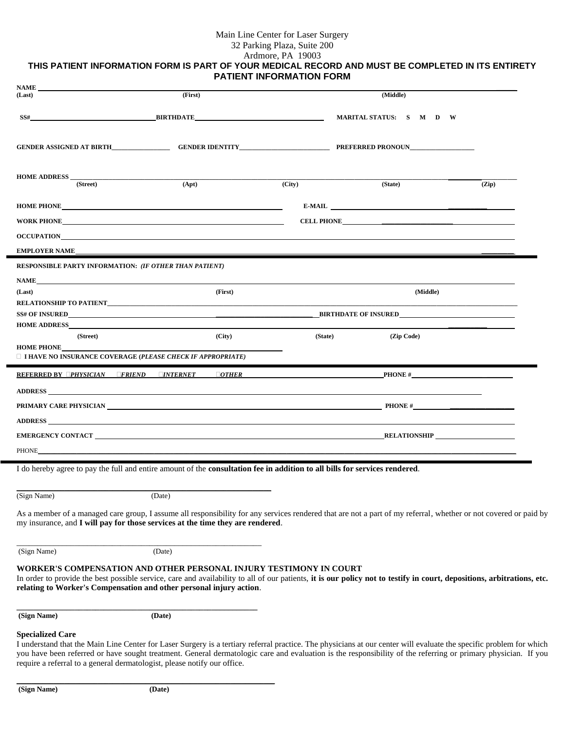Main Line Center for Laser Surgery
32 Parking Plaza, Suite 200
Ardmore, PA 19003

**THIS PATIENT INFORMATION FORM IS PART OF YOUR MEDICAL RECORD AND MUST BE COMPLETED IN ITS ENTIRETY**

## PATIENT INFORMATION FORM

**NAME** ______________________________________________
**(Last)** **(First)** **(Middle)**

**SS#** ____________________ **BIRTHDATE** ____________________ **MARITAL STATUS: S M D W**

**GENDER ASSIGNED AT BIRTH** ____________ **GENDER IDENTITY** ____________ **PREFERRED PRONOUN** ____________

**HOME ADDRESS** ______________________________________________
**(Street)** **(Apt)** **(City)** **(State)** **(Zip)**

**HOME PHONE** ____________________ **E-MAIL** ____________________

**WORK PHONE** ____________________ **CELL PHONE** ____________________

**OCCUPATION** ______________________________________________

**EMPLOYER NAME** ______________________________________________

---

**RESPONSIBLE PARTY INFORMATION:** ***(IF OTHER THAN PATIENT)***

**NAME** ______________________________________________
**(Last)** **(First)** **(Middle)**

**RELATIONSHIP TO PATIENT** ______________________________________________

**SS# OF INSURED** ____________________ **BIRTHDATE OF INSURED** ____________________

**HOME ADDRESS** ______________________________________________
**(Street)** **(City)** **(State)** **(Zip Code)**

**HOME PHONE** ____________________

☐ **I HAVE NO INSURANCE COVERAGE (*PLEASE CHECK IF APPROPRIATE*)**

---

**REFERRED BY** ☐***PHYSICIAN*** ☐***FRIEND*** ☐***INTERNET*** ☐***OTHER*** ____________ **PHONE #** ____________

**ADDRESS** ______________________________________________

**PRIMARY CARE PHYSICIAN** ____________________ **PHONE #** ____________

**ADDRESS** ______________________________________________

**EMERGENCY CONTACT** ____________________ **RELATIONSHIP** ____________

PHONE ______________________________________________

---

I do hereby agree to pay the full and entire amount of the **consultation fee in addition to all bills for services rendered**.

______________________________
(Sign Name) (Date)

As a member of a managed care group, I assume all responsibility for any services rendered that are not a part of my referral, whether or not covered or paid by my insurance, and **I will pay for those services at the time they are rendered**.

______________________________
(Sign Name) (Date)

**WORKER'S COMPENSATION AND OTHER PERSONAL INJURY TESTIMONY IN COURT**

In order to provide the best possible service, care and availability to all of our patients, **it is our policy not to testify in court, depositions, arbitrations, etc. relating to Worker's Compensation and other personal injury action**.

______________________________
**(Sign Name)** **(Date)**

**Specialized Care**

I understand that the Main Line Center for Laser Surgery is a tertiary referral practice. The physicians at our center will evaluate the specific problem for which you have been referred or have sought treatment. General dermatologic care and evaluation is the responsibility of the referring or primary physician. If you require a referral to a general dermatologist, please notify our office.

______________________________
**(Sign Name)** **(Date)**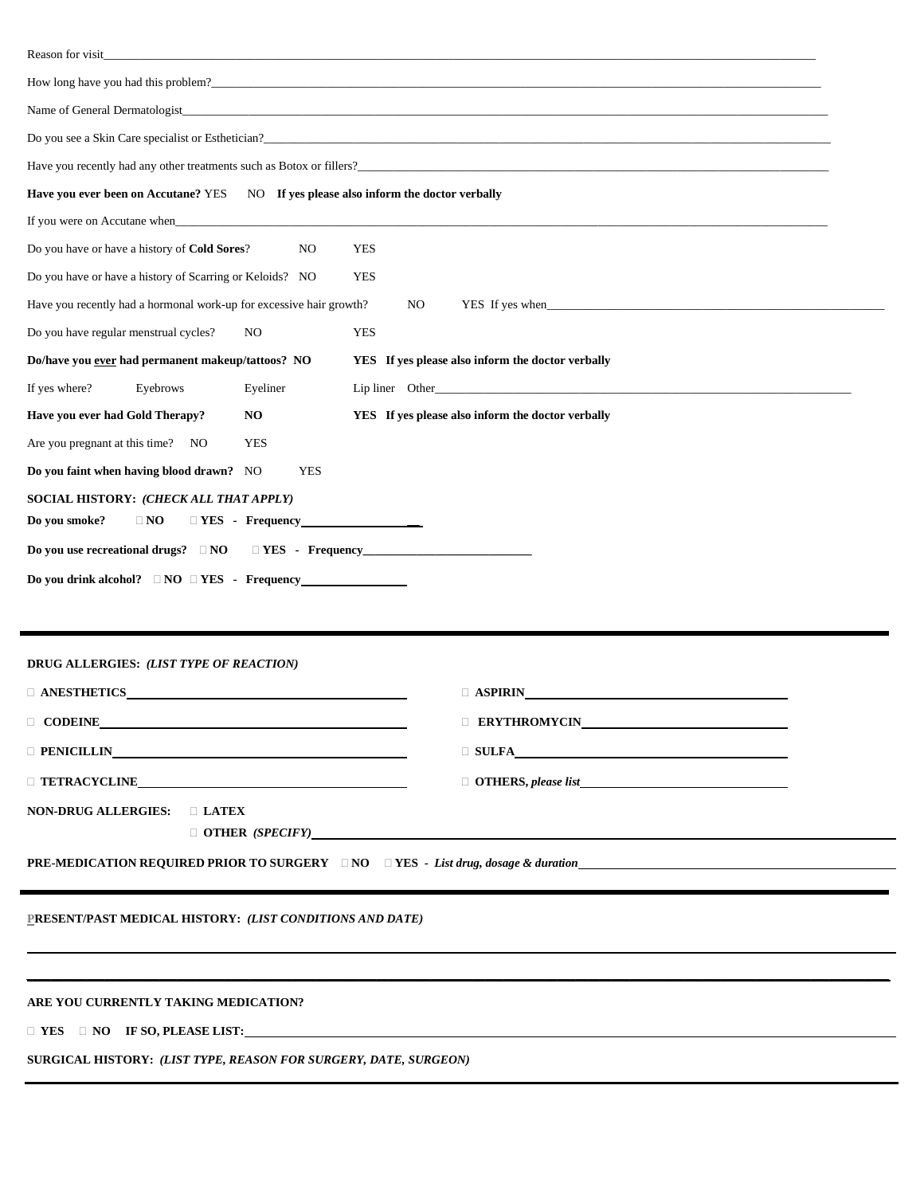Reason for visit\_\_\_\_\_\_\_\_\_\_\_\_\_\_\_\_\_\_\_\_\_\_\_\_\_\_\_\_\_\_\_\_\_\_\_\_\_\_\_\_\_\_\_\_\_\_\_\_\_\_\_\_\_\_\_\_\_\_\_\_\_\_\_\_\_\_\_\_\_\_\_\_\_\_\_\_

How long have you had this problem?\_\_\_\_\_\_\_\_\_\_\_\_\_\_\_\_\_\_\_\_\_\_\_\_\_\_\_\_\_\_\_\_\_\_\_\_\_\_\_\_\_\_\_\_\_\_\_\_\_\_\_\_\_\_\_\_\_\_\_\_\_\_

Name of General Dermatologist\_\_\_\_\_\_\_\_\_\_\_\_\_\_\_\_\_\_\_\_\_\_\_\_\_\_\_\_\_\_\_\_\_\_\_\_\_\_\_\_\_\_\_\_\_\_\_\_\_\_\_\_\_\_\_\_\_\_\_\_\_\_\_\_\_\_\_\_

Do you see a Skin Care specialist or Esthetician?\_\_\_\_\_\_\_\_\_\_\_\_\_\_\_\_\_\_\_\_\_\_\_\_\_\_\_\_\_\_\_\_\_\_\_\_\_\_\_\_\_\_\_\_\_\_\_\_\_\_\_\_\_\_\_\_

Have you recently had any other treatments such as Botox or fillers?\_\_\_\_\_\_\_\_\_\_\_\_\_\_\_\_\_\_\_\_\_\_\_\_\_\_\_\_\_\_\_\_\_\_\_\_\_\_\_\_\_\_\_\_\_\_

**Have you ever been on Accutane?** YES NO **If yes please also inform the doctor verbally**

If you were on Accutane when\_\_\_\_\_\_\_\_\_\_\_\_\_\_\_\_\_\_\_\_\_\_\_\_\_\_\_\_\_\_\_\_\_\_\_\_\_\_\_\_\_\_\_\_\_\_\_\_\_\_\_\_\_\_\_\_\_\_\_\_\_\_\_\_\_\_\_\_\_

Do you have or have a history of **Cold Sores**? NO YES

Do you have or have a history of Scarring or Keloids? NO YES

Have you recently had a hormonal work-up for excessive hair growth? NO YES If yes when\_\_\_\_\_\_\_\_\_\_\_\_\_\_\_\_\_\_\_\_\_\_\_\_\_\_\_\_\_\_\_\_\_\_

Do you have regular menstrual cycles? NO YES

**Do/have you ever had permanent makeup/tattoos? NO YES If yes please also inform the doctor verbally**

If yes where? Eyebrows Eyeliner Lip liner Other\_\_\_\_\_\_\_\_\_\_\_\_\_\_\_\_\_\_\_\_\_\_\_\_\_\_\_\_\_\_\_\_\_\_\_\_\_\_\_\_\_\_\_\_\_\_\_\_

**Have you ever had Gold Therapy? NO YES If yes please also inform the doctor verbally**

Are you pregnant at this time? NO YES

**Do you faint when having blood drawn?** NO YES

**SOCIAL HISTORY:** ***(CHECK ALL THAT APPLY)***

**Do you smoke? □ NO □ YES - Frequency\_\_\_\_\_\_\_\_\_\_\_\_\_\_\_\_\_\_\_\_**

**Do you use recreational drugs? □ NO □ YES - Frequency\_\_\_\_\_\_\_\_\_\_\_\_\_\_\_\_\_\_\_\_\_\_\_\_\_\_\_\_**

**Do you drink alcohol? □ NO □ YES - Frequency\_\_\_\_\_\_\_\_\_\_\_\_\_\_\_\_\_\_**

---

**DRUG ALLERGIES:** ***(LIST TYPE OF REACTION)***

□ **ANESTHETICS**\_\_\_\_\_\_\_\_\_\_\_\_\_\_\_\_\_\_\_\_\_\_\_\_\_\_\_\_\_\_\_\_\_\_\_\_\_\_ □ **ASPIRIN**\_\_\_\_\_\_\_\_\_\_\_\_\_\_\_\_\_\_\_\_\_\_\_\_\_\_\_\_\_\_\_\_\_\_\_\_

□ **CODEINE**\_\_\_\_\_\_\_\_\_\_\_\_\_\_\_\_\_\_\_\_\_\_\_\_\_\_\_\_\_\_\_\_\_\_\_\_\_\_\_\_\_ □ **ERYTHROMYCIN**\_\_\_\_\_\_\_\_\_\_\_\_\_\_\_\_\_\_\_\_\_\_\_\_\_\_\_\_\_\_

□ **PENICILLIN**\_\_\_\_\_\_\_\_\_\_\_\_\_\_\_\_\_\_\_\_\_\_\_\_\_\_\_\_\_\_\_\_\_\_\_\_\_\_\_\_ □ **SULFA**\_\_\_\_\_\_\_\_\_\_\_\_\_\_\_\_\_\_\_\_\_\_\_\_\_\_\_\_\_\_\_\_\_\_\_\_\_\_

□ **TETRACYCLINE**\_\_\_\_\_\_\_\_\_\_\_\_\_\_\_\_\_\_\_\_\_\_\_\_\_\_\_\_\_\_\_\_\_\_\_\_ □ **OTHERS,** ***please list***\_\_\_\_\_\_\_\_\_\_\_\_\_\_\_\_\_\_\_\_\_\_\_\_\_\_\_\_\_\_

**NON-DRUG ALLERGIES:** □ **LATEX**

□ **OTHER** ***(SPECIFY)***\_\_\_\_\_\_\_\_\_\_\_\_\_\_\_\_\_\_\_\_\_\_\_\_\_\_\_\_\_\_\_\_\_\_\_\_\_\_\_\_\_\_\_\_\_\_\_\_\_\_\_\_\_\_\_\_\_\_\_\_\_\_\_\_\_\_

**PRE-MEDICATION REQUIRED PRIOR TO SURGERY □ NO □ YES -** ***List drug, dosage & duration***\_\_\_\_\_\_\_\_\_\_\_\_\_\_\_\_\_\_\_\_\_\_\_\_\_\_\_\_\_\_

---

**PRESENT/PAST MEDICAL HISTORY:** ***(LIST CONDITIONS AND DATE)***

\_\_\_\_\_\_\_\_\_\_\_\_\_\_\_\_\_\_\_\_\_\_\_\_\_\_\_\_\_\_\_\_\_\_\_\_\_\_\_\_\_\_\_\_\_\_\_\_\_\_\_\_\_\_\_\_\_\_\_\_\_\_\_\_\_\_\_\_\_\_\_\_\_\_\_\_\_\_\_\_\_\_\_\_\_\_\_\_\_\_\_\_\_\_

\_\_\_\_\_\_\_\_\_\_\_\_\_\_\_\_\_\_\_\_\_\_\_\_\_\_\_\_\_\_\_\_\_\_\_\_\_\_\_\_\_\_\_\_\_\_\_\_\_\_\_\_\_\_\_\_\_\_\_\_\_\_\_\_\_\_\_\_\_\_\_\_\_\_\_\_\_\_\_\_\_\_\_\_\_\_\_\_\_\_\_\_\_\_

**ARE YOU CURRENTLY TAKING MEDICATION?**

□ **YES** □ **NO IF SO, PLEASE LIST:**\_\_\_\_\_\_\_\_\_\_\_\_\_\_\_\_\_\_\_\_\_\_\_\_\_\_\_\_\_\_\_\_\_\_\_\_\_\_\_\_\_\_\_\_\_\_\_\_\_\_\_\_\_\_\_\_\_\_\_\_\_\_\_\_\_\_\_\_\_\_\_\_\_

**SURGICAL HISTORY:** ***(LIST TYPE, REASON FOR SURGERY, DATE, SURGEON)***

---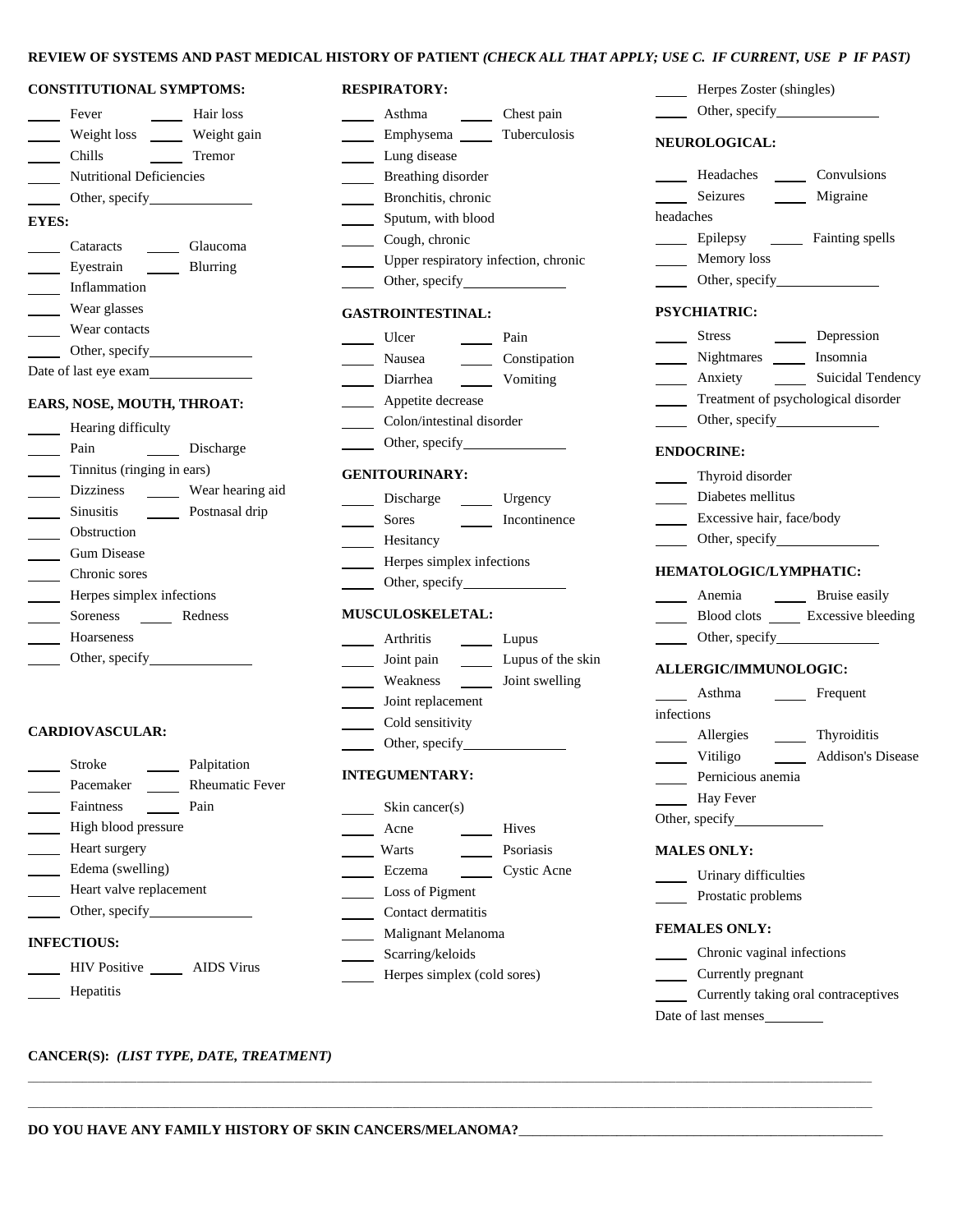**REVIEW OF SYSTEMS AND PAST MEDICAL HISTORY OF PATIENT** ***(CHECK ALL THAT APPLY; USE C. IF CURRENT, USE P IF PAST)***

**CONSTITUTIONAL SYMPTOMS:**

____ Fever ____ Hair loss
____ Weight loss ____ Weight gain
____ Chills ____ Tremor
____ Nutritional Deficiencies
____ Other, specify______________

**EYES:**

____ Cataracts ____ Glaucoma
____ Eyestrain ____ Blurring
____ Inflammation
____ Wear glasses
____ Wear contacts
____ Other, specify______________
Date of last eye exam______________

**EARS, NOSE, MOUTH, THROAT:**

____ Hearing difficulty
____ Pain ____ Discharge
____ Tinnitus (ringing in ears)
____ Dizziness ____ Wear hearing aid
____ Sinusitis ____ Postnasal drip
____ Obstruction
____ Gum Disease
____ Chronic sores
____ Herpes simplex infections
____ Soreness ____ Redness
____ Hoarseness
____ Other, specify______________

**CARDIOVASCULAR:**

____ Stroke ____ Palpitation
____ Pacemaker ____ Rheumatic Fever
____ Faintness ____ Pain
____ High blood pressure
____ Heart surgery
____ Edema (swelling)
____ Heart valve replacement
____ Other, specify______________

**INFECTIOUS:**

____ HIV Positive ____ AIDS Virus
____ Hepatitis

**RESPIRATORY:**

____ Asthma ____ Chest pain
____ Emphysema ____ Tuberculosis
____ Lung disease
____ Breathing disorder
____ Bronchitis, chronic
____ Sputum, with blood
____ Cough, chronic
____ Upper respiratory infection, chronic
____ Other, specify______________

**GASTROINTESTINAL:**

____ Ulcer ____ Pain
____ Nausea ____ Constipation
____ Diarrhea ____ Vomiting
____ Appetite decrease
____ Colon/intestinal disorder
____ Other, specify______________

**GENITOURINARY:**

____ Discharge ____ Urgency
____ Sores ____ Incontinence
____ Hesitancy
____ Herpes simplex infections
____ Other, specify______________

**MUSCULOSKELETAL:**

____ Arthritis ____ Lupus
____ Joint pain ____ Lupus of the skin
____ Weakness ____ Joint swelling
____ Joint replacement
____ Cold sensitivity
____ Other, specify______________

**INTEGUMENTARY:**

____ Skin cancer(s)
____ Acne ____ Hives
____ Warts ____ Psoriasis
____ Eczema ____ Cystic Acne
____ Loss of Pigment
____ Contact dermatitis
____ Malignant Melanoma
____ Scarring/keloids
____ Herpes simplex (cold sores)

____ Herpes Zoster (shingles)
____ Other, specify______________

**NEUROLOGICAL:**

____ Headaches ____ Convulsions
____ Seizures ____ Migraine headaches
____ Epilepsy ____ Fainting spells
____ Memory loss
____ Other, specify______________

**PSYCHIATRIC:**

____ Stress ____ Depression
____ Nightmares ____ Insomnia
____ Anxiety ____ Suicidal Tendency
____ Treatment of psychological disorder
____ Other, specify______________

**ENDOCRINE:**

____ Thyroid disorder
____ Diabetes mellitus
____ Excessive hair, face/body
____ Other, specify______________

**HEMATOLOGIC/LYMPHATIC:**

____ Anemia ____ Bruise easily
____ Blood clots ____ Excessive bleeding
____ Other, specify______________

**ALLERGIC/IMMUNOLOGIC:**

____ Asthma ____ Frequent infections
____ Allergies ____ Thyroiditis
____ Vitiligo ____ Addison's Disease
____ Pernicious anemia
____ Hay Fever
Other, specify______________

**MALES ONLY:**

____ Urinary difficulties
____ Prostatic problems

**FEMALES ONLY:**

____ Chronic vaginal infections
____ Currently pregnant
____ Currently taking oral contraceptives
Date of last menses________

**CANCER(S):** ***(LIST TYPE, DATE, TREATMENT)***

______________________________________________________________________________________________

______________________________________________________________________________________________

**DO YOU HAVE ANY FAMILY HISTORY OF SKIN CANCERS/MELANOMA?**______________________________________________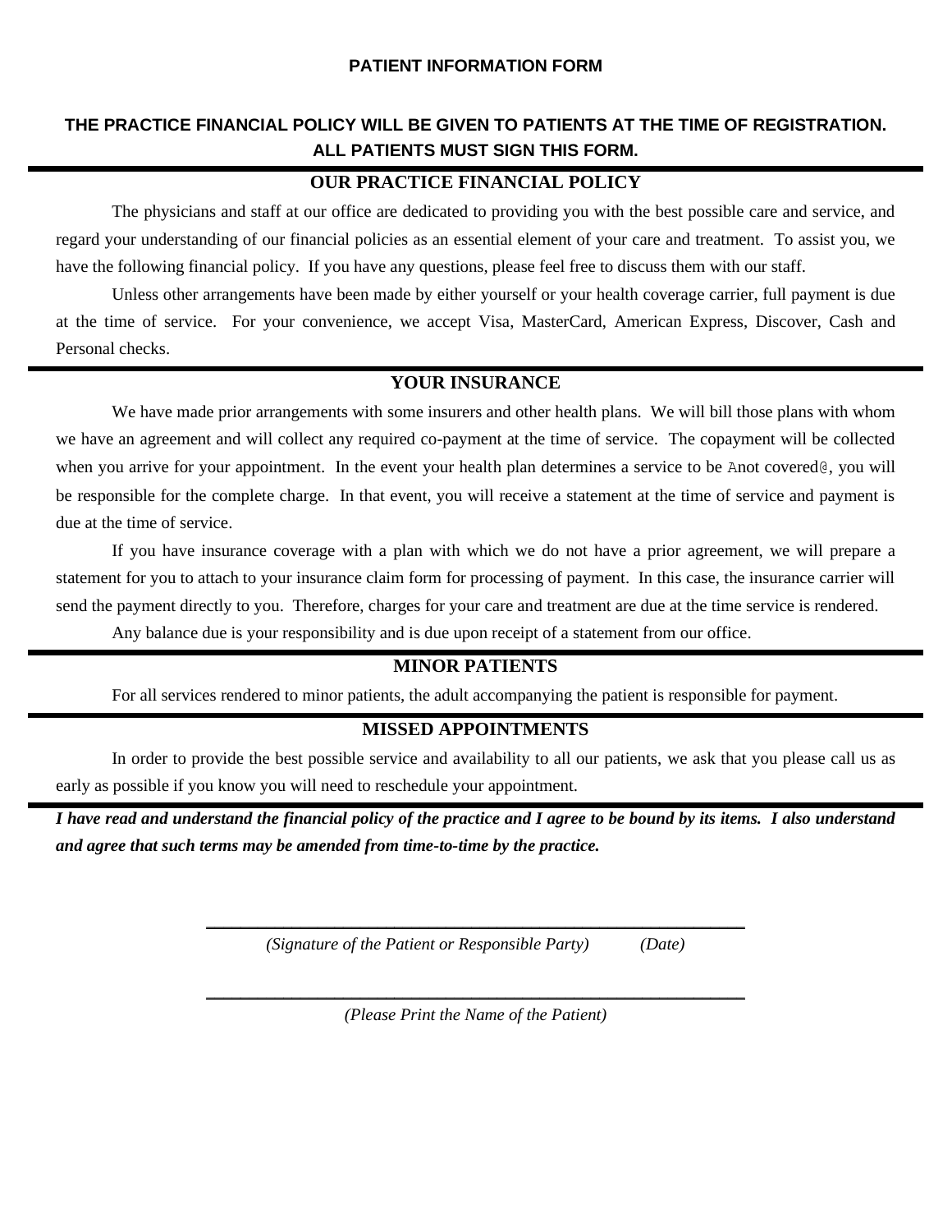**PATIENT INFORMATION FORM**

**THE PRACTICE FINANCIAL POLICY WILL BE GIVEN TO PATIENTS AT THE TIME OF REGISTRATION. ALL PATIENTS MUST SIGN THIS FORM.**

## OUR PRACTICE FINANCIAL POLICY

The physicians and staff at our office are dedicated to providing you with the best possible care and service, and regard your understanding of our financial policies as an essential element of your care and treatment. To assist you, we have the following financial policy. If you have any questions, please feel free to discuss them with our staff.

Unless other arrangements have been made by either yourself or your health coverage carrier, full payment is due at the time of service. For your convenience, we accept Visa, MasterCard, American Express, Discover, Cash and Personal checks.

## YOUR INSURANCE

We have made prior arrangements with some insurers and other health plans. We will bill those plans with whom we have an agreement and will collect any required co-payment at the time of service. The copayment will be collected when you arrive for your appointment. In the event your health plan determines a service to be Anot covered@, you will be responsible for the complete charge. In that event, you will receive a statement at the time of service and payment is due at the time of service.

If you have insurance coverage with a plan with which we do not have a prior agreement, we will prepare a statement for you to attach to your insurance claim form for processing of payment. In this case, the insurance carrier will send the payment directly to you. Therefore, charges for your care and treatment are due at the time service is rendered.

Any balance due is your responsibility and is due upon receipt of a statement from our office.

## MINOR PATIENTS

For all services rendered to minor patients, the adult accompanying the patient is responsible for payment.

## MISSED APPOINTMENTS

In order to provide the best possible service and availability to all our patients, we ask that you please call us as early as possible if you know you will need to reschedule your appointment.

***I have read and understand the financial policy of the practice and I agree to be bound by its items. I also understand and agree that such terms may be amended from time-to-time by the practice.***

\_\_\_\_\_\_\_\_\_\_\_\_\_\_\_\_\_\_\_\_\_\_\_\_\_\_\_\_\_\_\_\_\_\_\_\_\_\_\_\_\_\_\_\_\_\_\_\_\_\_\_\_

*(Signature of the Patient or Responsible Party)* *(Date)*

\_\_\_\_\_\_\_\_\_\_\_\_\_\_\_\_\_\_\_\_\_\_\_\_\_\_\_\_\_\_\_\_\_\_\_\_\_\_\_\_\_\_\_\_\_\_\_\_\_\_\_\_

*(Please Print the Name of the Patient)*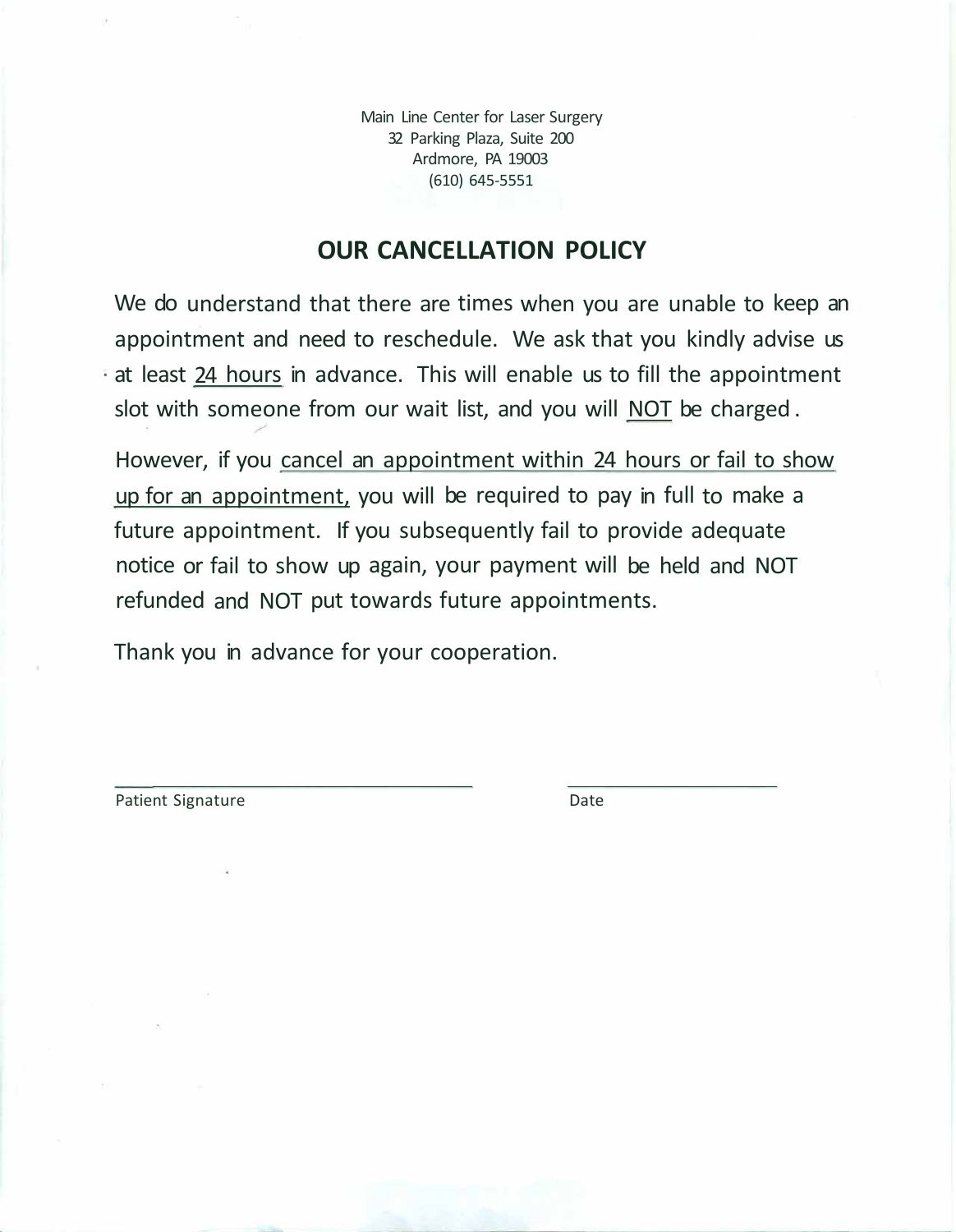Main Line Center for Laser Surgery
32 Parking Plaza, Suite 200
Ardmore, PA 19003
(610) 645-5551

## OUR CANCELLATION POLICY

We do understand that there are times when you are unable to keep an appointment and need to reschedule. We ask that you kindly advise us at least 24 hours in advance. This will enable us to fill the appointment slot with someone from our wait list, and you will NOT be charged.

However, if you cancel an appointment within 24 hours or fail to show up for an appointment, you will be required to pay in full to make a future appointment. If you subsequently fail to provide adequate notice or fail to show up again, your payment will be held and NOT refunded and NOT put towards future appointments.

Thank you in advance for your cooperation.

\_\_\_\_\_\_\_\_\_\_\_\_\_\_\_\_\_\_\_\_\_\_\_\_\_\_\_\_\_\_\_\_\_\_ \_\_\_\_\_\_\_\_\_\_\_\_\_\_\_\_\_\_\_\_

Patient Signature Date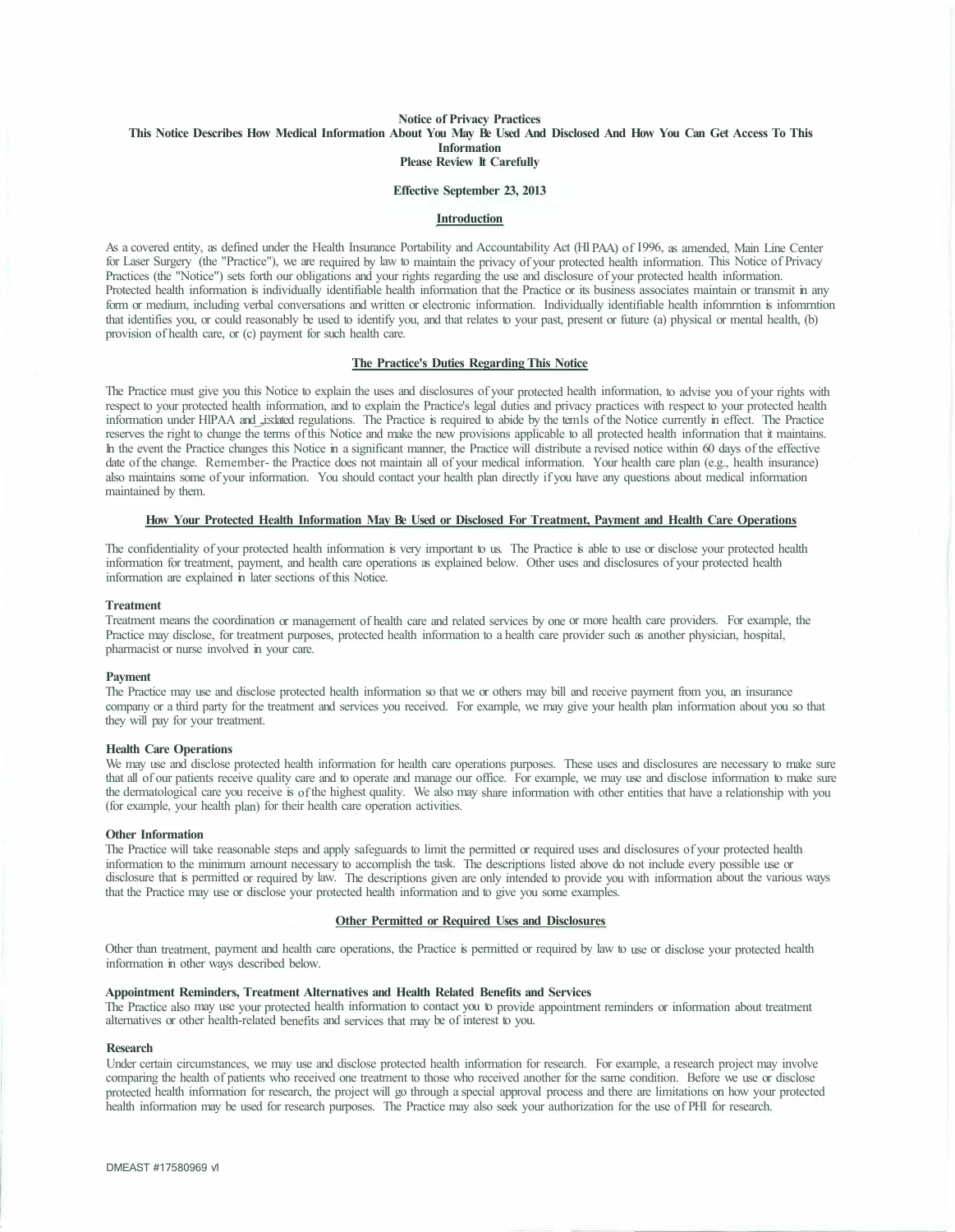**Notice of Privacy Practices**
**This Notice Describes How Medical Information About You May Be Used And Disclosed And How You Can Get Access To This Information**
**Please Review It Carefully**

**Effective September 23, 2013**

## Introduction

As a covered entity, as defined under the Health Insurance Portability and Accountability Act (HIPAA) of 1996, as amended, Main Line Center for Laser Surgery (the "Practice"), we are required by law to maintain the privacy of your protected health information. This Notice of Privacy Practices (the "Notice") sets forth our obligations and your rights regarding the use and disclosure of your protected health information. Protected health information is individually identifiable health information that the Practice or its business associates maintain or transmit in any form or medium, including verbal conversations and written or electronic information. Individually identifiable health information is information that identifies you, or could reasonably be used to identify you, and that relates to your past, present or future (a) physical or mental health, (b) provision of health care, or (c) payment for such health care.

## The Practice's Duties Regarding This Notice

The Practice must give you this Notice to explain the uses and disclosures of your protected health information, to advise you of your rights with respect to your protected health information, and to explain the Practice's legal duties and privacy practices with respect to your protected health information under HIPAA and related regulations. The Practice is required to abide by the terms of the Notice currently in effect. The Practice reserves the right to change the terms of this Notice and make the new provisions applicable to all protected health information that it maintains. In the event the Practice changes this Notice in a significant manner, the Practice will distribute a revised notice within 60 days of the effective date of the change. Remember- the Practice does not maintain all of your medical information. Your health care plan (e.g., health insurance) also maintains some of your information. You should contact your health plan directly if you have any questions about medical information maintained by them.

## How Your Protected Health Information May Be Used or Disclosed For Treatment, Payment and Health Care Operations

The confidentiality of your protected health information is very important to us. The Practice is able to use or disclose your protected health information for treatment, payment, and health care operations as explained below. Other uses and disclosures of your protected health information are explained in later sections of this Notice.

### Treatment

Treatment means the coordination or management of health care and related services by one or more health care providers. For example, the Practice may disclose, for treatment purposes, protected health information to a health care provider such as another physician, hospital, pharmacist or nurse involved in your care.

### Payment

The Practice may use and disclose protected health information so that we or others may bill and receive payment from you, an insurance company or a third party for the treatment and services you received. For example, we may give your health plan information about you so that they will pay for your treatment.

### Health Care Operations

We may use and disclose protected health information for health care operations purposes. These uses and disclosures are necessary to make sure that all of our patients receive quality care and to operate and manage our office. For example, we may use and disclose information to make sure the dermatological care you receive is of the highest quality. We also may share information with other entities that have a relationship with you (for example, your health plan) for their health care operation activities.

### Other Information

The Practice will take reasonable steps and apply safeguards to limit the permitted or required uses and disclosures of your protected health information to the minimum amount necessary to accomplish the task. The descriptions listed above do not include every possible use or disclosure that is permitted or required by law. The descriptions given are only intended to provide you with information about the various ways that the Practice may use or disclose your protected health information and to give you some examples.

## Other Permitted or Required Uses and Disclosures

Other than treatment, payment and health care operations, the Practice is permitted or required by law to use or disclose your protected health information in other ways described below.

### Appointment Reminders, Treatment Alternatives and Health Related Benefits and Services

The Practice also may use your protected health information to contact you to provide appointment reminders or information about treatment alternatives or other health-related benefits and services that may be of interest to you.

### Research

Under certain circumstances, we may use and disclose protected health information for research. For example, a research project may involve comparing the health of patients who received one treatment to those who received another for the same condition. Before we use or disclose protected health information for research, the project will go through a special approval process and there are limitations on how your protected health information may be used for research purposes. The Practice may also seek your authorization for the use of PHI for research.

DMEAST #17580969 v1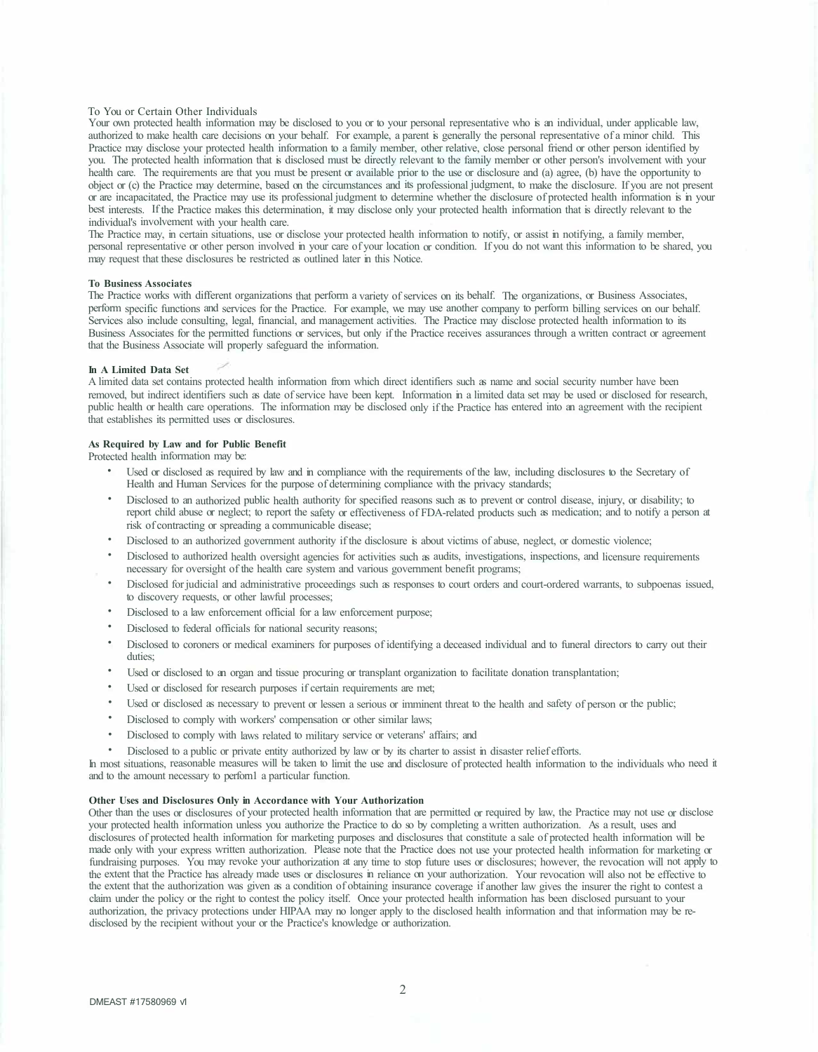### To You or Certain Other Individuals

Your own protected health information may be disclosed to you or to your personal representative who is an individual, under applicable law, authorized to make health care decisions on your behalf. For example, a parent is generally the personal representative of a minor child. This Practice may disclose your protected health information to a family member, other relative, close personal friend or other person identified by you. The protected health information that is disclosed must be directly relevant to the family member or other person's involvement with your health care. The requirements are that you must be present or available prior to the use or disclosure and (a) agree, (b) have the opportunity to object or (c) the Practice may determine, based on the circumstances and its professional judgment, to make the disclosure. If you are not present or are incapacitated, the Practice may use its professional judgment to determine whether the disclosure of protected health information is in your best interests. If the Practice makes this determination, it may disclose only your protected health information that is directly relevant to the individual's involvement with your health care.

The Practice may, in certain situations, use or disclose your protected health information to notify, or assist in notifying, a family member, personal representative or other person involved in your care of your location or condition. If you do not want this information to be shared, you may request that these disclosures be restricted as outlined later in this Notice.

### To Business Associates

The Practice works with different organizations that perform a variety of services on its behalf. The organizations, or Business Associates, perform specific functions and services for the Practice. For example, we may use another company to perform billing services on our behalf. Services also include consulting, legal, financial, and management activities. The Practice may disclose protected health information to its Business Associates for the permitted functions or services, but only if the Practice receives assurances through a written contract or agreement that the Business Associate will properly safeguard the information.

### In A Limited Data Set

A limited data set contains protected health information from which direct identifiers such as name and social security number have been removed, but indirect identifiers such as date of service have been kept. Information in a limited data set may be used or disclosed for research, public health or health care operations. The information may be disclosed only if the Practice has entered into an agreement with the recipient that establishes its permitted uses or disclosures.

### As Required by Law and for Public Benefit

Protected health information may be:

- Used or disclosed as required by law and in compliance with the requirements of the law, including disclosures to the Secretary of Health and Human Services for the purpose of determining compliance with the privacy standards;
- Disclosed to an authorized public health authority for specified reasons such as to prevent or control disease, injury, or disability; to report child abuse or neglect; to report the safety or effectiveness of FDA-related products such as medication; and to notify a person at risk of contracting or spreading a communicable disease;
- Disclosed to an authorized government authority if the disclosure is about victims of abuse, neglect, or domestic violence;
- Disclosed to authorized health oversight agencies for activities such as audits, investigations, inspections, and licensure requirements necessary for oversight of the health care system and various government benefit programs;
- Disclosed for judicial and administrative proceedings such as responses to court orders and court-ordered warrants, to subpoenas issued, to discovery requests, or other lawful processes;
- Disclosed to a law enforcement official for a law enforcement purpose;
- Disclosed to federal officials for national security reasons;
- Disclosed to coroners or medical examiners for purposes of identifying a deceased individual and to funeral directors to carry out their duties;
- Used or disclosed to an organ and tissue procuring or transplant organization to facilitate donation transplantation;
- Used or disclosed for research purposes if certain requirements are met;
- Used or disclosed as necessary to prevent or lessen a serious or imminent threat to the health and safety of person or the public;
- Disclosed to comply with workers' compensation or other similar laws;
- Disclosed to comply with laws related to military service or veterans' affairs; and
- Disclosed to a public or private entity authorized by law or by its charter to assist in disaster relief efforts.

In most situations, reasonable measures will be taken to limit the use and disclosure of protected health information to the individuals who need it and to the amount necessary to perform a particular function.

### Other Uses and Disclosures Only in Accordance with Your Authorization

Other than the uses or disclosures of your protected health information that are permitted or required by law, the Practice may not use or disclose your protected health information unless you authorize the Practice to do so by completing a written authorization. As a result, uses and disclosures of protected health information for marketing purposes and disclosures that constitute a sale of protected health information will be made only with your express written authorization. Please note that the Practice does not use your protected health information for marketing or fundraising purposes. You may revoke your authorization at any time to stop future uses or disclosures; however, the revocation will not apply to the extent that the Practice has already made uses or disclosures in reliance on your authorization. Your revocation will also not be effective to the extent that the authorization was given as a condition of obtaining insurance coverage if another law gives the insurer the right to contest a claim under the policy or the right to contest the policy itself. Once your protected health information has been disclosed pursuant to your authorization, the privacy protections under HIPAA may no longer apply to the disclosed health information and that information may be re-disclosed by the recipient without your or the Practice's knowledge or authorization.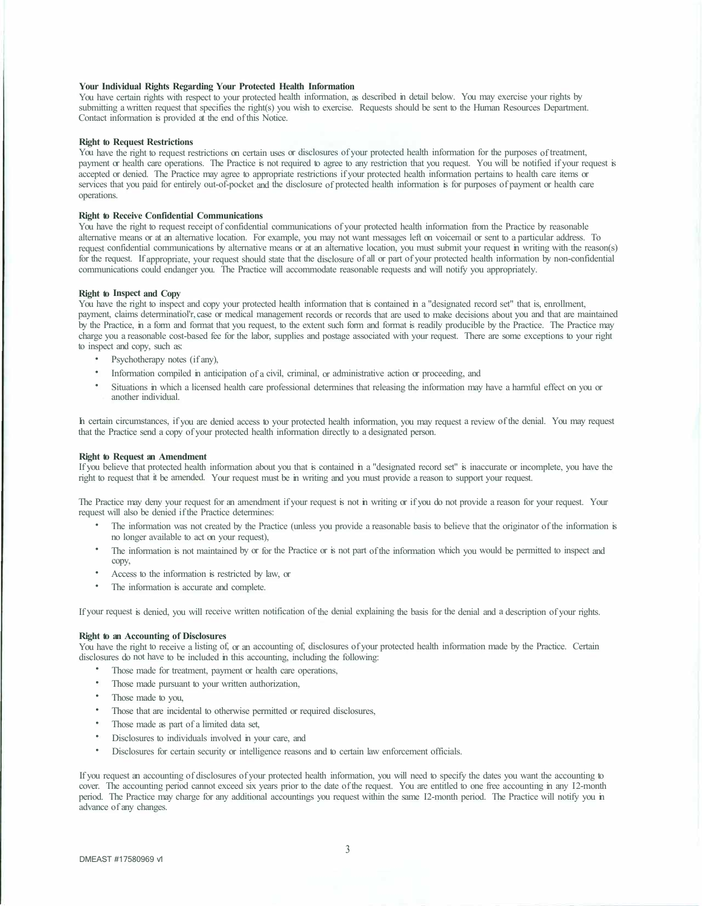**Your Individual Rights Regarding Your Protected Health Information**

You have certain rights with respect to your protected health information, as described in detail below. You may exercise your rights by submitting a written request that specifies the right(s) you wish to exercise. Requests should be sent to the Human Resources Department. Contact information is provided at the end of this Notice.

**Right to Request Restrictions**

You have the right to request restrictions on certain uses or disclosures of your protected health information for the purposes of treatment, payment or health care operations. The Practice is not required to agree to any restriction that you request. You will be notified if your request is accepted or denied. The Practice may agree to appropriate restrictions if your protected health information pertains to health care items or services that you paid for entirely out-of-pocket and the disclosure of protected health information is for purposes of payment or health care operations.

**Right to Receive Confidential Communications**

You have the right to request receipt of confidential communications of your protected health information from the Practice by reasonable alternative means or at an alternative location. For example, you may not want messages left on voicemail or sent to a particular address. To request confidential communications by alternative means or at an alternative location, you must submit your request in writing with the reason(s) for the request. If appropriate, your request should state that the disclosure of all or part of your protected health information by non-confidential communications could endanger you. The Practice will accommodate reasonable requests and will notify you appropriately.

**Right to Inspect and Copy**

You have the right to inspect and copy your protected health information that is contained in a "designated record set" that is, enrollment, payment, claims determinatiol'r, case or medical management records or records that are used to make decisions about you and that are maintained by the Practice, in a form and format that you request, to the extent such form and format is readily producible by the Practice. The Practice may charge you a reasonable cost-based fee for the labor, supplies and postage associated with your request. There are some exceptions to your right to inspect and copy, such as:

- Psychotherapy notes (if any),
- Information compiled in anticipation of a civil, criminal, or administrative action or proceeding, and
- Situations in which a licensed health care professional determines that releasing the information may have a harmful effect on you or another individual.

In certain circumstances, if you are denied access to your protected health information, you may request a review of the denial. You may request that the Practice send a copy of your protected health information directly to a designated person.

**Right to Request an Amendment**

If you believe that protected health information about you that is contained in a "designated record set" is inaccurate or incomplete, you have the right to request that it be amended. Your request must be in writing and you must provide a reason to support your request.

The Practice may deny your request for an amendment if your request is not in writing or if you do not provide a reason for your request. Your request will also be denied if the Practice determines:

- The information was not created by the Practice (unless you provide a reasonable basis to believe that the originator of the information is no longer available to act on your request),
- The information is not maintained by or for the Practice or is not part of the information which you would be permitted to inspect and copy,
- Access to the information is restricted by law, or
- The information is accurate and complete.

If your request is denied, you will receive written notification of the denial explaining the basis for the denial and a description of your rights.

**Right to an Accounting of Disclosures**

You have the right to receive a listing of, or an accounting of, disclosures of your protected health information made by the Practice. Certain disclosures do not have to be included in this accounting, including the following:

- Those made for treatment, payment or health care operations,
- Those made pursuant to your written authorization,
- Those made to you,
- Those that are incidental to otherwise permitted or required disclosures,
- Those made as part of a limited data set,
- Disclosures to individuals involved in your care, and
- Disclosures for certain security or intelligence reasons and to certain law enforcement officials.

If you request an accounting of disclosures of your protected health information, you will need to specify the dates you want the accounting to cover. The accounting period cannot exceed six years prior to the date of the request. You are entitled to one free accounting in any 12-month period. The Practice may charge for any additional accountings you request within the same 12-month period. The Practice will notify you in advance of any changes.

DMEAST #17580969 v1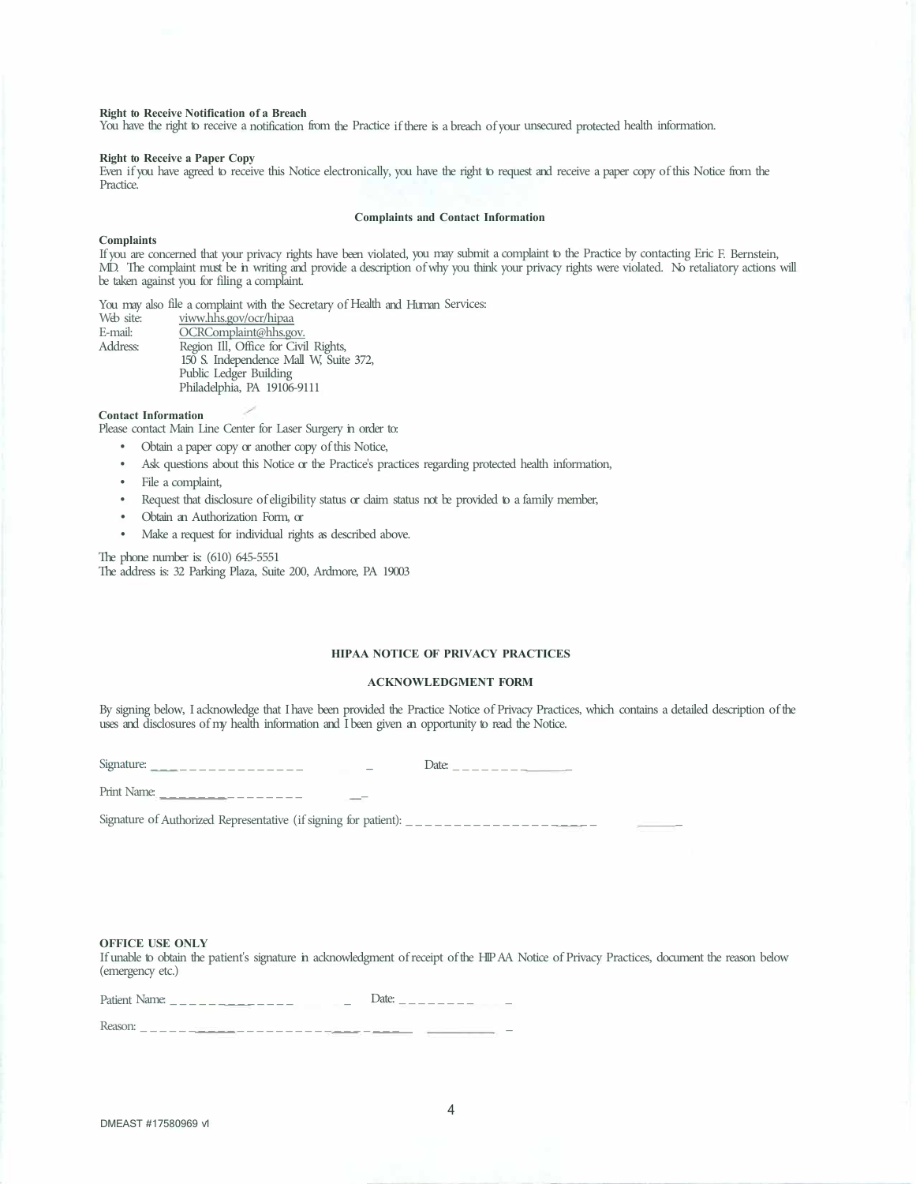**Right to Receive Notification of a Breach**
You have the right to receive a notification from the Practice if there is a breach of your unsecured protected health information.

**Right to Receive a Paper Copy**
Even if you have agreed to receive this Notice electronically, you have the right to request and receive a paper copy of this Notice from the Practice.

**Complaints and Contact Information**

**Complaints**
If you are concerned that your privacy rights have been violated, you may submit a complaint to the Practice by contacting Eric F. Bernstein, MD. The complaint must be in writing and provide a description of why you think your privacy rights were violated. No retaliatory actions will be taken against you for filing a complaint.

You may also file a complaint with the Secretary of Health and Human Services:

Web site: viww.hhs.gov/ocr/hipaa
E-mail: OCRComplaint@hhs.gov.
Address: Region Ill, Office for Civil Rights,
150 S. Independence Mall W, Suite 372,
Public Ledger Building
Philadelphia, PA 19106-9111

**Contact Information**
Please contact Main Line Center for Laser Surgery in order to:

- Obtain a paper copy or another copy of this Notice,
- Ask questions about this Notice or the Practice's practices regarding protected health information,
- File a complaint,
- Request that disclosure of eligibility status or claim status not be provided to a family member,
- Obtain an Authorization Form, or
- Make a request for individual rights as described above.

The phone number is: (610) 645-5551
The address is: 32 Parking Plaza, Suite 200, Ardmore, PA 19003

**HIPAA NOTICE OF PRIVACY PRACTICES**

**ACKNOWLEDGMENT FORM**

By signing below, I acknowledge that I have been provided the Practice Notice of Privacy Practices, which contains a detailed description of the uses and disclosures of my health information and I been given an opportunity to read the Notice.

Signature: ________________ Date: ____________

Print Name: ________________

Signature of Authorized Representative (if signing for patient): ____________________

**OFFICE USE ONLY**
If unable to obtain the patient's signature in acknowledgment of receipt of the HIPAA Notice of Privacy Practices, document the reason below (emergency etc.)

Patient Name: ________________ Date: ____________

Reason: ________________________________________

DMEAST #17580969 v1